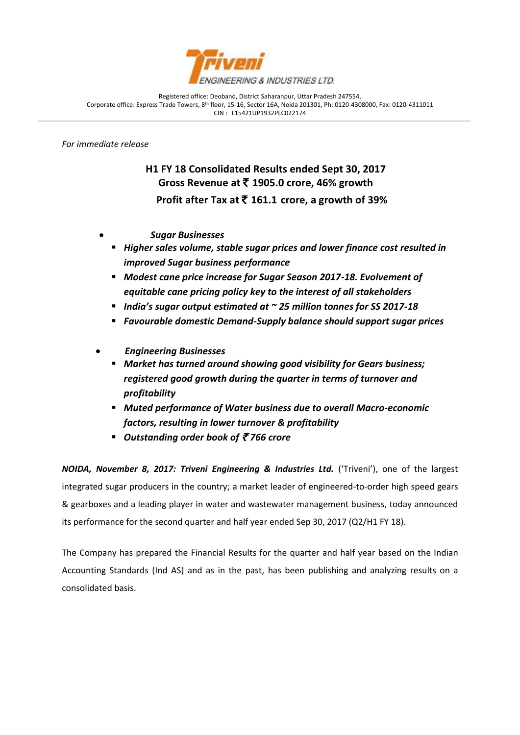Registered office: Deoband, District Saharanpur, Uttar Pradesh 247554.
Corporate office: Express Trade Towers, 8th floor, 15-16, Sector 16A, Noida 201301, Ph: 0120-4308000, Fax: 0120-4311011
CIN : L15421UP1932PLC022174

*For immediate release*

# H1 FY 18 Consolidated Results ended Sept 30, 2017
# Gross Revenue at ₹ 1905.0 crore, 46% growth
# Profit after Tax at ₹ 161.1 crore, a growth of 39%

- ***Sugar Businesses***
  - ***Higher sales volume, stable sugar prices and lower finance cost resulted in improved Sugar business performance***
  - ***Modest cane price increase for Sugar Season 2017-18. Evolvement of equitable cane pricing policy key to the interest of all stakeholders***
  - ***India's sugar output estimated at ~ 25 million tonnes for SS 2017-18***
  - ***Favourable domestic Demand-Supply balance should support sugar prices***

- ***Engineering Businesses***
  - ***Market has turned around showing good visibility for Gears business; registered good growth during the quarter in terms of turnover and profitability***
  - ***Muted performance of Water business due to overall Macro-economic factors, resulting in lower turnover & profitability***
  - ***Outstanding order book of ₹ 766 crore***

***NOIDA, November 8, 2017: Triveni Engineering & Industries Ltd.*** ('Triveni'), one of the largest integrated sugar producers in the country; a market leader of engineered-to-order high speed gears & gearboxes and a leading player in water and wastewater management business, today announced its performance for the second quarter and half year ended Sep 30, 2017 (Q2/H1 FY 18).

The Company has prepared the Financial Results for the quarter and half year based on the Indian Accounting Standards (Ind AS) and as in the past, has been publishing and analyzing results on a consolidated basis.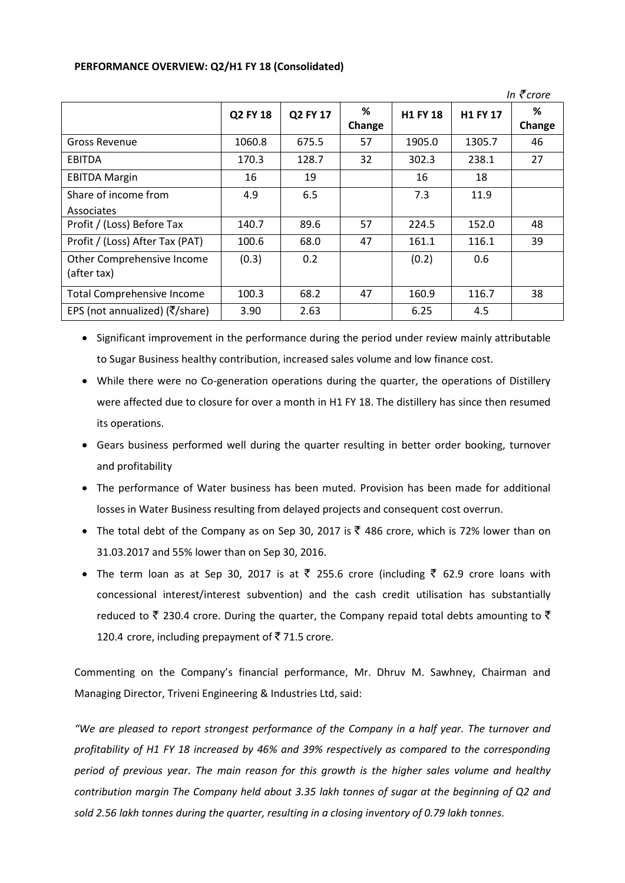**PERFORMANCE OVERVIEW: Q2/H1 FY 18 (Consolidated)**

*In ₹ crore*

| | Q2 FY 18 | Q2 FY 17 | % Change | H1 FY 18 | H1 FY 17 | % Change |
|---|---|---|---|---|---|---|
| Gross Revenue | 1060.8 | 675.5 | 57 | 1905.0 | 1305.7 | 46 |
| EBITDA | 170.3 | 128.7 | 32 | 302.3 | 238.1 | 27 |
| EBITDA Margin | 16 | 19 | | 16 | 18 | |
| Share of income from Associates | 4.9 | 6.5 | | 7.3 | 11.9 | |
| Profit / (Loss) Before Tax | 140.7 | 89.6 | 57 | 224.5 | 152.0 | 48 |
| Profit / (Loss) After Tax (PAT) | 100.6 | 68.0 | 47 | 161.1 | 116.1 | 39 |
| Other Comprehensive Income (after tax) | (0.3) | 0.2 | | (0.2) | 0.6 | |
| Total Comprehensive Income | 100.3 | 68.2 | 47 | 160.9 | 116.7 | 38 |
| EPS (not annualized) (₹/share) | 3.90 | 2.63 | | 6.25 | 4.5 | |

- Significant improvement in the performance during the period under review mainly attributable to Sugar Business healthy contribution, increased sales volume and low finance cost.
- While there were no Co-generation operations during the quarter, the operations of Distillery were affected due to closure for over a month in H1 FY 18. The distillery has since then resumed its operations.
- Gears business performed well during the quarter resulting in better order booking, turnover and profitability
- The performance of Water business has been muted. Provision has been made for additional losses in Water Business resulting from delayed projects and consequent cost overrun.
- The total debt of the Company as on Sep 30, 2017 is ₹ 486 crore, which is 72% lower than on 31.03.2017 and 55% lower than on Sep 30, 2016.
- The term loan as at Sep 30, 2017 is at ₹ 255.6 crore (including ₹ 62.9 crore loans with concessional interest/interest subvention) and the cash credit utilisation has substantially reduced to ₹ 230.4 crore. During the quarter, the Company repaid total debts amounting to ₹ 120.4 crore, including prepayment of ₹ 71.5 crore.

Commenting on the Company's financial performance, Mr. Dhruv M. Sawhney, Chairman and Managing Director, Triveni Engineering & Industries Ltd, said:

*"We are pleased to report strongest performance of the Company in a half year. The turnover and profitability of H1 FY 18 increased by 46% and 39% respectively as compared to the corresponding period of previous year. The main reason for this growth is the higher sales volume and healthy contribution margin The Company held about 3.35 lakh tonnes of sugar at the beginning of Q2 and sold 2.56 lakh tonnes during the quarter, resulting in a closing inventory of 0.79 lakh tonnes.*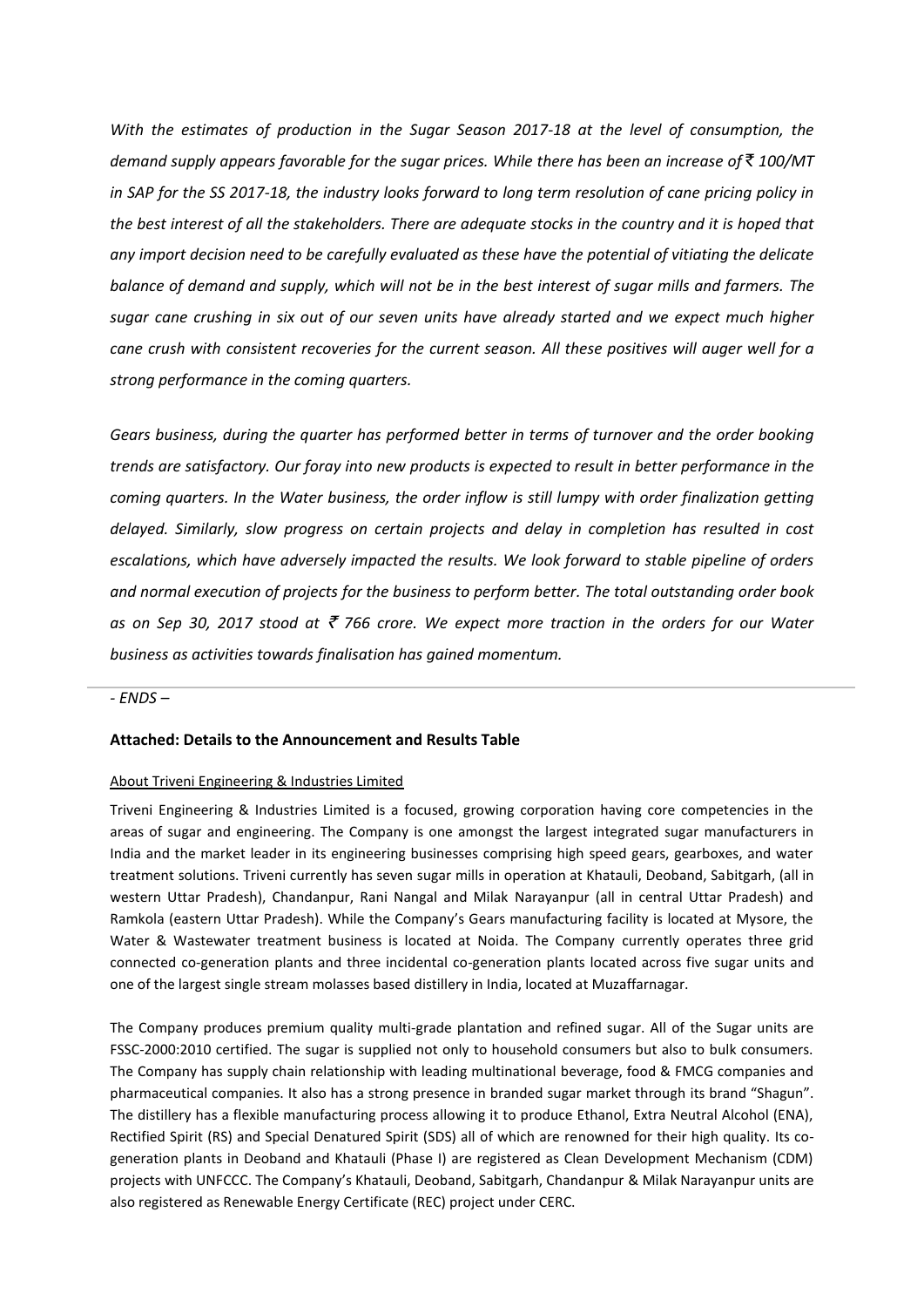*With the estimates of production in the Sugar Season 2017-18 at the level of consumption, the demand supply appears favorable for the sugar prices. While there has been an increase of ₹ 100/MT in SAP for the SS 2017-18, the industry looks forward to long term resolution of cane pricing policy in the best interest of all the stakeholders. There are adequate stocks in the country and it is hoped that any import decision need to be carefully evaluated as these have the potential of vitiating the delicate balance of demand and supply, which will not be in the best interest of sugar mills and farmers. The sugar cane crushing in six out of our seven units have already started and we expect much higher cane crush with consistent recoveries for the current season. All these positives will auger well for a strong performance in the coming quarters.*

*Gears business, during the quarter has performed better in terms of turnover and the order booking trends are satisfactory. Our foray into new products is expected to result in better performance in the coming quarters. In the Water business, the order inflow is still lumpy with order finalization getting delayed. Similarly, slow progress on certain projects and delay in completion has resulted in cost escalations, which have adversely impacted the results. We look forward to stable pipeline of orders and normal execution of projects for the business to perform better. The total outstanding order book as on Sep 30, 2017 stood at ₹ 766 crore. We expect more traction in the orders for our Water business as activities towards finalisation has gained momentum.*

---

*- ENDS –*

**Attached: Details to the Announcement and Results Table**

About Triveni Engineering & Industries Limited

Triveni Engineering & Industries Limited is a focused, growing corporation having core competencies in the areas of sugar and engineering. The Company is one amongst the largest integrated sugar manufacturers in India and the market leader in its engineering businesses comprising high speed gears, gearboxes, and water treatment solutions. Triveni currently has seven sugar mills in operation at Khatauli, Deoband, Sabitgarh, (all in western Uttar Pradesh), Chandanpur, Rani Nangal and Milak Narayanpur (all in central Uttar Pradesh) and Ramkola (eastern Uttar Pradesh). While the Company's Gears manufacturing facility is located at Mysore, the Water & Wastewater treatment business is located at Noida. The Company currently operates three grid connected co-generation plants and three incidental co-generation plants located across five sugar units and one of the largest single stream molasses based distillery in India, located at Muzaffarnagar.

The Company produces premium quality multi-grade plantation and refined sugar. All of the Sugar units are FSSC-2000:2010 certified. The sugar is supplied not only to household consumers but also to bulk consumers. The Company has supply chain relationship with leading multinational beverage, food & FMCG companies and pharmaceutical companies. It also has a strong presence in branded sugar market through its brand "Shagun". The distillery has a flexible manufacturing process allowing it to produce Ethanol, Extra Neutral Alcohol (ENA), Rectified Spirit (RS) and Special Denatured Spirit (SDS) all of which are renowned for their high quality. Its co-generation plants in Deoband and Khatauli (Phase I) are registered as Clean Development Mechanism (CDM) projects with UNFCCC. The Company's Khatauli, Deoband, Sabitgarh, Chandanpur & Milak Narayanpur units are also registered as Renewable Energy Certificate (REC) project under CERC.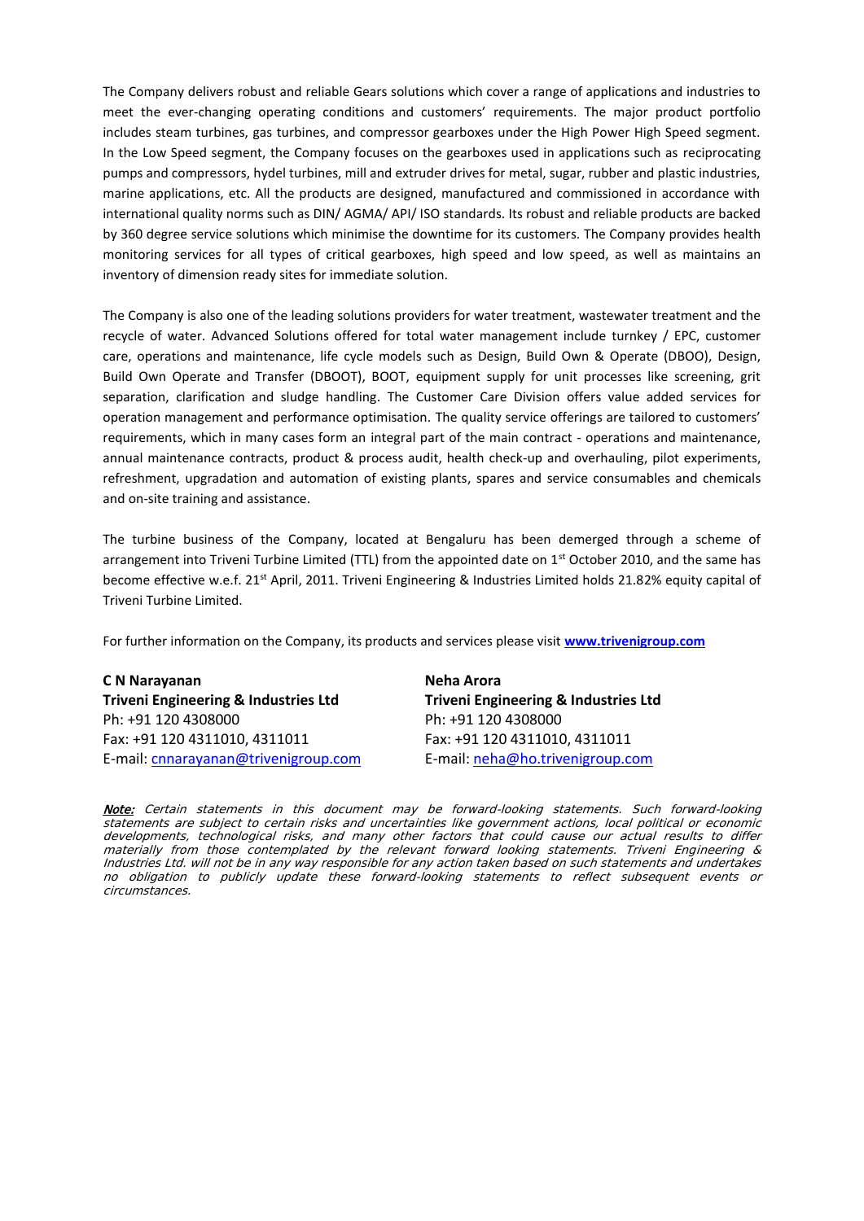The Company delivers robust and reliable Gears solutions which cover a range of applications and industries to meet the ever-changing operating conditions and customers' requirements. The major product portfolio includes steam turbines, gas turbines, and compressor gearboxes under the High Power High Speed segment. In the Low Speed segment, the Company focuses on the gearboxes used in applications such as reciprocating pumps and compressors, hydel turbines, mill and extruder drives for metal, sugar, rubber and plastic industries, marine applications, etc. All the products are designed, manufactured and commissioned in accordance with international quality norms such as DIN/ AGMA/ API/ ISO standards. Its robust and reliable products are backed by 360 degree service solutions which minimise the downtime for its customers. The Company provides health monitoring services for all types of critical gearboxes, high speed and low speed, as well as maintains an inventory of dimension ready sites for immediate solution.

The Company is also one of the leading solutions providers for water treatment, wastewater treatment and the recycle of water. Advanced Solutions offered for total water management include turnkey / EPC, customer care, operations and maintenance, life cycle models such as Design, Build Own & Operate (DBOO), Design, Build Own Operate and Transfer (DBOOT), BOOT, equipment supply for unit processes like screening, grit separation, clarification and sludge handling. The Customer Care Division offers value added services for operation management and performance optimisation. The quality service offerings are tailored to customers' requirements, which in many cases form an integral part of the main contract - operations and maintenance, annual maintenance contracts, product & process audit, health check-up and overhauling, pilot experiments, refreshment, upgradation and automation of existing plants, spares and service consumables and chemicals and on-site training and assistance.

The turbine business of the Company, located at Bengaluru has been demerged through a scheme of arrangement into Triveni Turbine Limited (TTL) from the appointed date on 1st October 2010, and the same has become effective w.e.f. 21st April, 2011. Triveni Engineering & Industries Limited holds 21.82% equity capital of Triveni Turbine Limited.

For further information on the Company, its products and services please visit **www.trivenigroup.com**

**C N Narayanan**
**Triveni Engineering & Industries Ltd**
Ph: +91 120 4308000
Fax: +91 120 4311010, 4311011
E-mail: cnnarayanan@trivenigroup.com

**Neha Arora**
**Triveni Engineering & Industries Ltd**
Ph: +91 120 4308000
Fax: +91 120 4311010, 4311011
E-mail: neha@ho.trivenigroup.com

***Note:*** *Certain statements in this document may be forward-looking statements. Such forward-looking statements are subject to certain risks and uncertainties like government actions, local political or economic developments, technological risks, and many other factors that could cause our actual results to differ materially from those contemplated by the relevant forward looking statements. Triveni Engineering & Industries Ltd. will not be in any way responsible for any action taken based on such statements and undertakes no obligation to publicly update these forward-looking statements to reflect subsequent events or circumstances.*